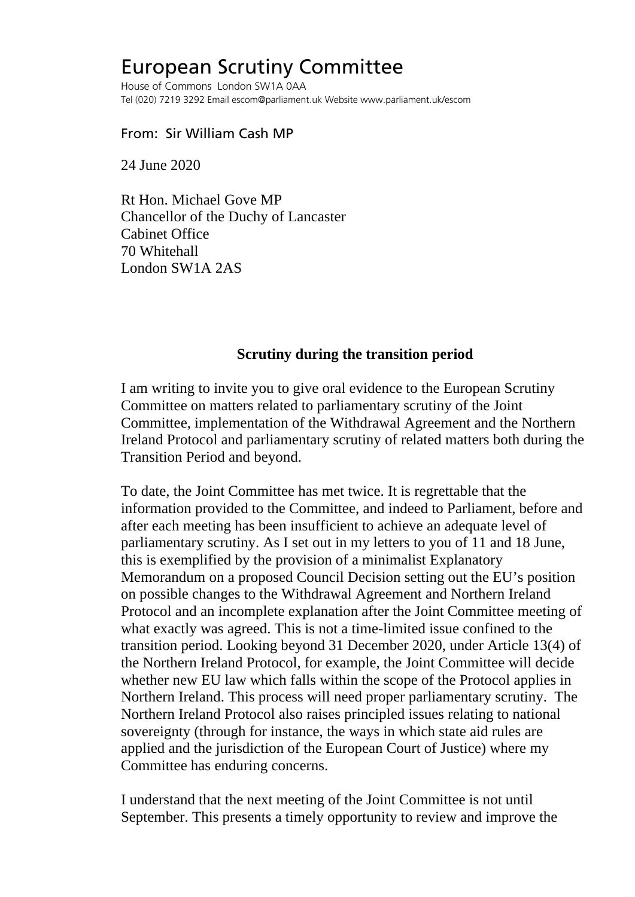# European Scrutiny Committee

House of Commons London SW1A 0AA
Tel (020) 7219 3292 Email escom@parliament.uk Website www.parliament.uk/escom

From: Sir William Cash MP

24 June 2020

Rt Hon. Michael Gove MP
Chancellor of the Duchy of Lancaster
Cabinet Office
70 Whitehall
London SW1A 2AS

**Scrutiny during the transition period**

I am writing to invite you to give oral evidence to the European Scrutiny Committee on matters related to parliamentary scrutiny of the Joint Committee, implementation of the Withdrawal Agreement and the Northern Ireland Protocol and parliamentary scrutiny of related matters both during the Transition Period and beyond.

To date, the Joint Committee has met twice. It is regrettable that the information provided to the Committee, and indeed to Parliament, before and after each meeting has been insufficient to achieve an adequate level of parliamentary scrutiny. As I set out in my letters to you of 11 and 18 June, this is exemplified by the provision of a minimalist Explanatory Memorandum on a proposed Council Decision setting out the EU's position on possible changes to the Withdrawal Agreement and Northern Ireland Protocol and an incomplete explanation after the Joint Committee meeting of what exactly was agreed. This is not a time-limited issue confined to the transition period. Looking beyond 31 December 2020, under Article 13(4) of the Northern Ireland Protocol, for example, the Joint Committee will decide whether new EU law which falls within the scope of the Protocol applies in Northern Ireland. This process will need proper parliamentary scrutiny. The Northern Ireland Protocol also raises principled issues relating to national sovereignty (through for instance, the ways in which state aid rules are applied and the jurisdiction of the European Court of Justice) where my Committee has enduring concerns.

I understand that the next meeting of the Joint Committee is not until September. This presents a timely opportunity to review and improve the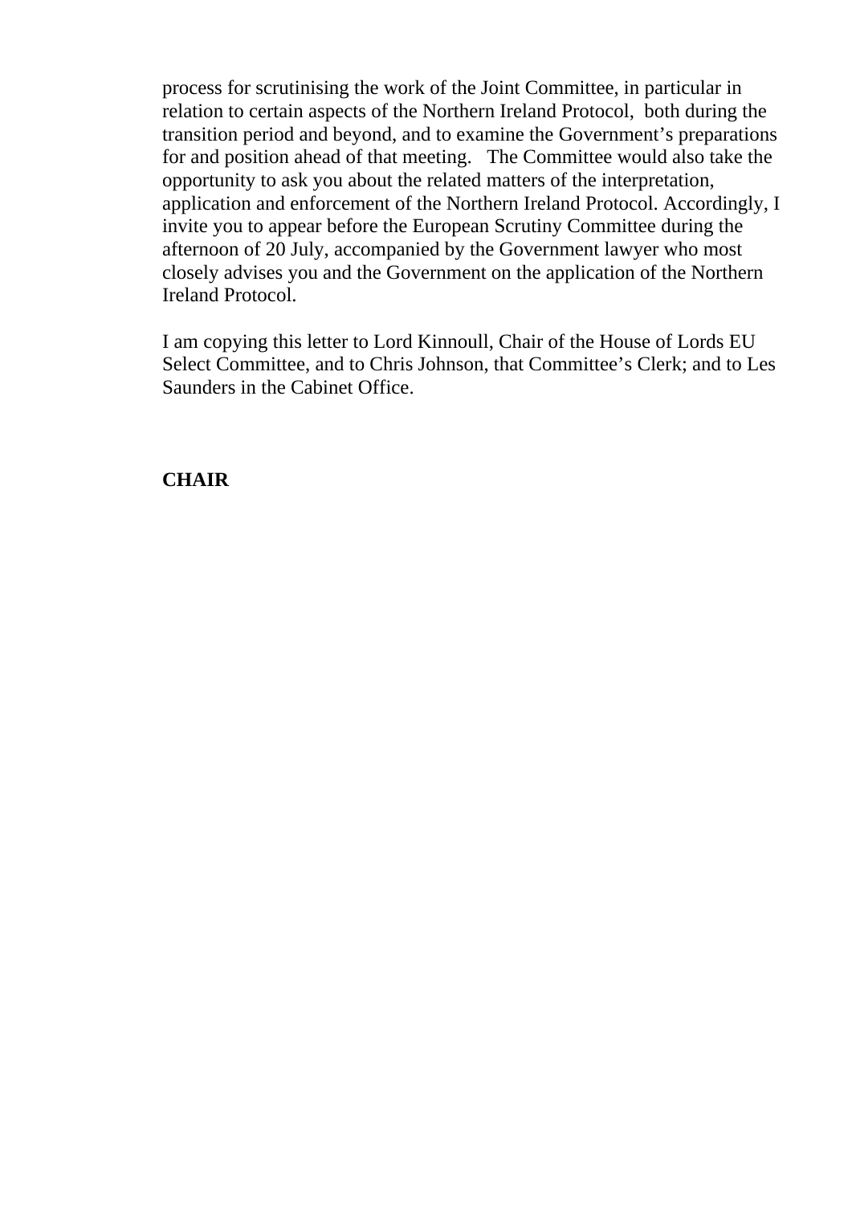process for scrutinising the work of the Joint Committee, in particular in relation to certain aspects of the Northern Ireland Protocol, both during the transition period and beyond, and to examine the Government's preparations for and position ahead of that meeting. The Committee would also take the opportunity to ask you about the related matters of the interpretation, application and enforcement of the Northern Ireland Protocol. Accordingly, I invite you to appear before the European Scrutiny Committee during the afternoon of 20 July, accompanied by the Government lawyer who most closely advises you and the Government on the application of the Northern Ireland Protocol.

I am copying this letter to Lord Kinnoull, Chair of the House of Lords EU Select Committee, and to Chris Johnson, that Committee's Clerk; and to Les Saunders in the Cabinet Office.

**CHAIR**